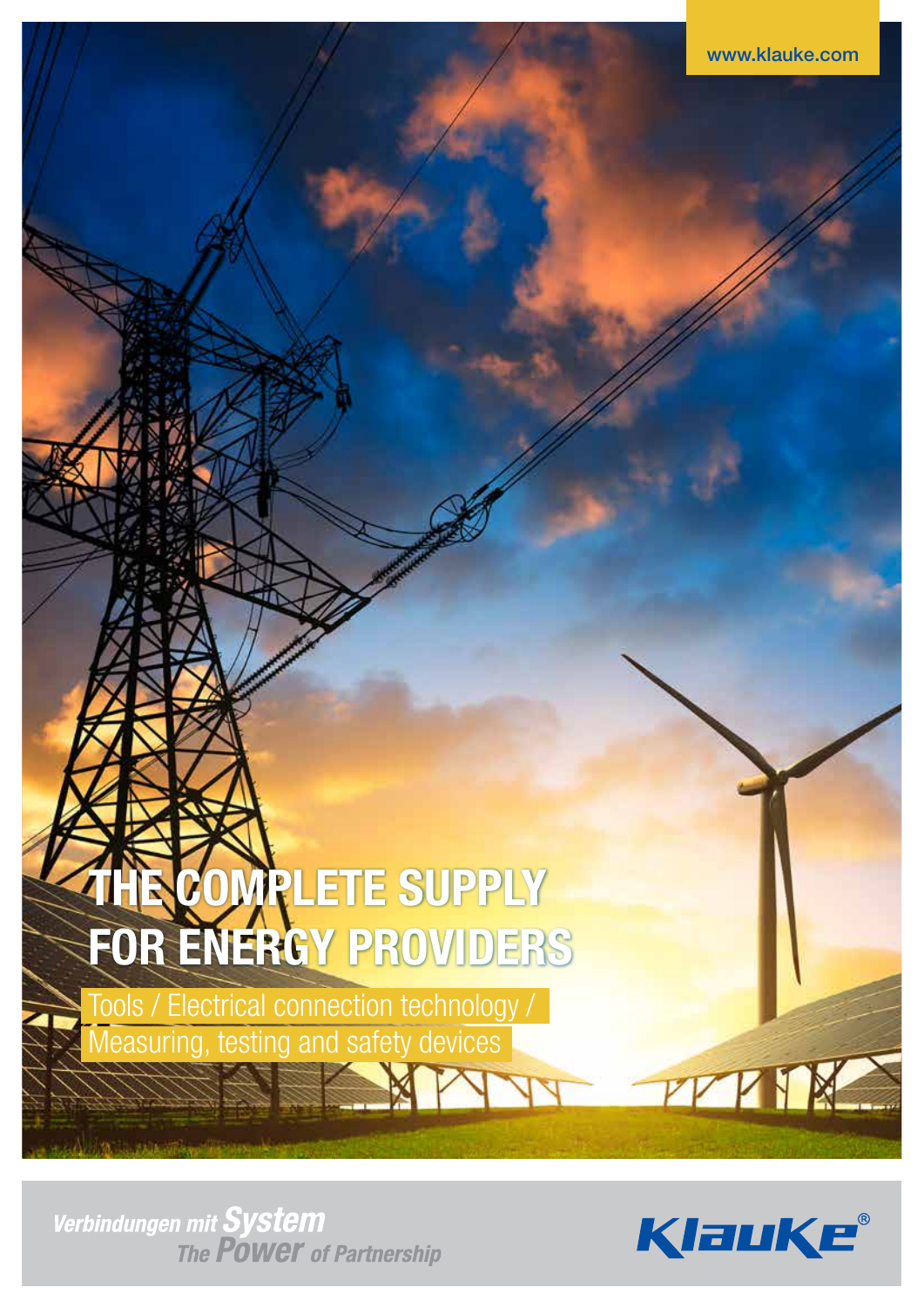www.klauke.com

# THE COMPLETE SUPPLY FOR ENERGY PROVIDERS

Tools / Electrical connection technology / Measuring, testing and safety devices

*Verbindungen mit System*
*The Power of Partnership*

Klauke®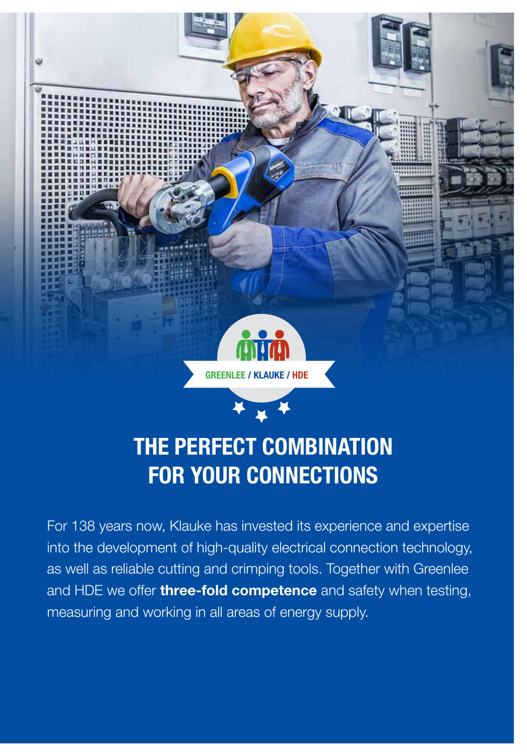GREENLEE / KLAUKE / HDE

# THE PERFECT COMBINATION FOR YOUR CONNECTIONS

For 138 years now, Klauke has invested its experience and expertise into the development of high-quality electrical connection technology, as well as reliable cutting and crimping tools. Together with Greenlee and HDE we offer **three-fold competence** and safety when testing, measuring and working in all areas of energy supply.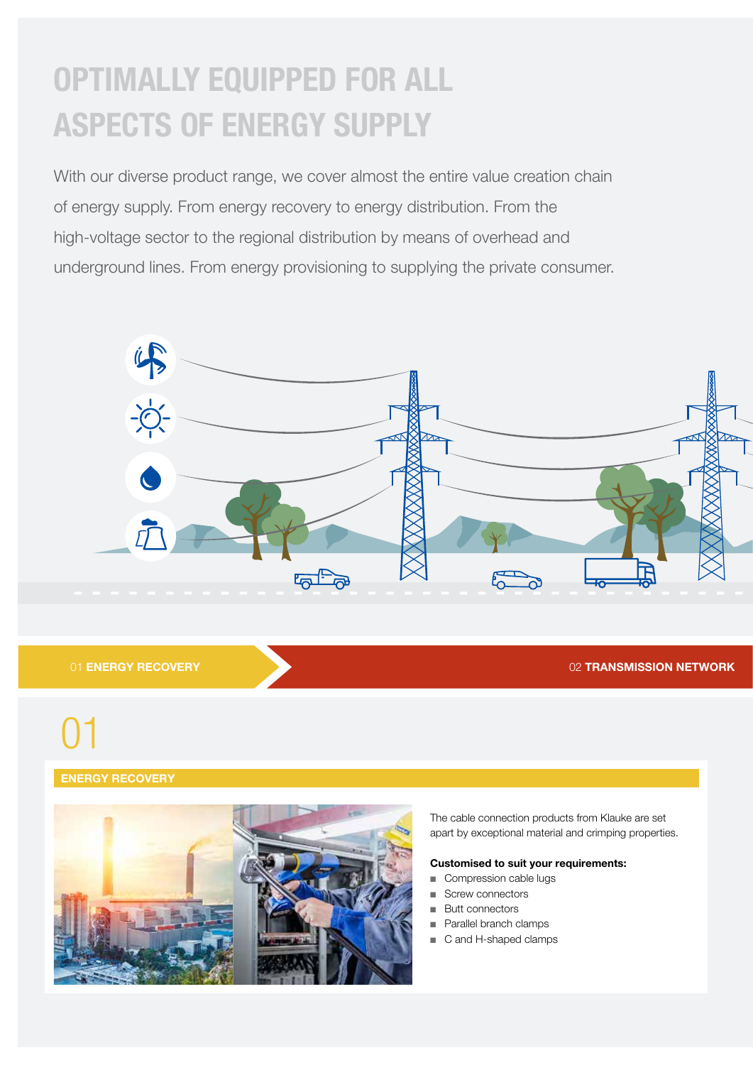# OPTIMALLY EQUIPPED FOR ALL ASPECTS OF ENERGY SUPPLY

With our diverse product range, we cover almost the entire value creation chain of energy supply. From energy recovery to energy distribution. From the high-voltage sector to the regional distribution by means of overhead and underground lines. From energy provisioning to supplying the private consumer.

01 **ENERGY RECOVERY**

02 **TRANSMISSION NETWORK**

# 01

## ENERGY RECOVERY

The cable connection products from Klauke are set apart by exceptional material and crimping properties.

**Customised to suit your requirements:**

- Compression cable lugs
- Screw connectors
- Butt connectors
- Parallel branch clamps
- C and H-shaped clamps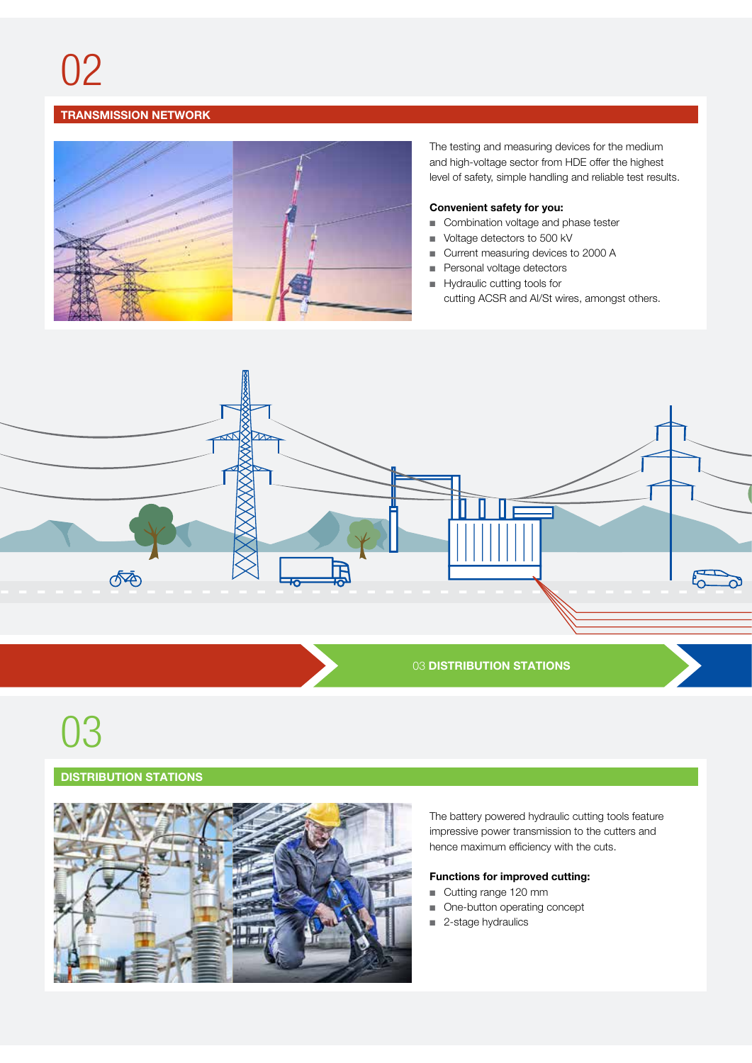# 02

## TRANSMISSION NETWORK

The testing and measuring devices for the medium and high-voltage sector from HDE offer the highest level of safety, simple handling and reliable test results.

**Convenient safety for you:**

- Combination voltage and phase tester
- Voltage detectors to 500 kV
- Current measuring devices to 2000 A
- Personal voltage detectors
- Hydraulic cutting tools for cutting ACSR and Al/St wires, amongst others.

03 **DISTRIBUTION STATIONS**

# 03

## DISTRIBUTION STATIONS

The battery powered hydraulic cutting tools feature impressive power transmission to the cutters and hence maximum efficiency with the cuts.

**Functions for improved cutting:**

- Cutting range 120 mm
- One-button operating concept
- 2-stage hydraulics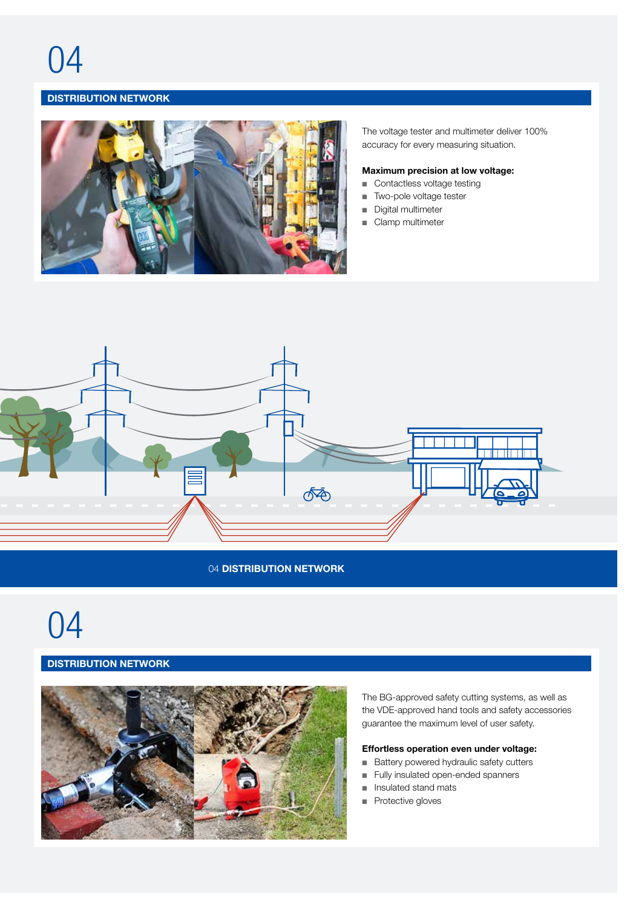# 04

## DISTRIBUTION NETWORK

The voltage tester and multimeter deliver 100% accuracy for every measuring situation.

**Maximum precision at low voltage:**

- Contactless voltage testing
- Two-pole voltage tester
- Digital multimeter
- Clamp multimeter

04 **DISTRIBUTION NETWORK**

# 04

## DISTRIBUTION NETWORK

The BG-approved safety cutting systems, as well as the VDE-approved hand tools and safety accessories guarantee the maximum level of user safety.

**Effortless operation even under voltage:**

- Battery powered hydraulic safety cutters
- Fully insulated open-ended spanners
- Insulated stand mats
- Protective gloves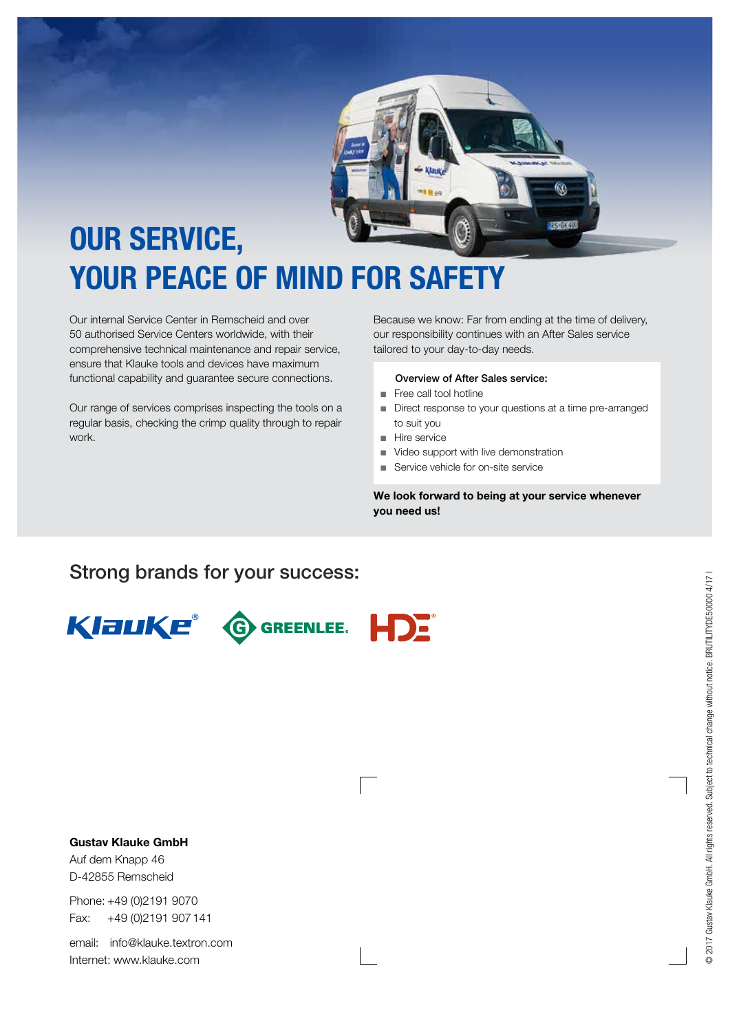# OUR SERVICE, YOUR PEACE OF MIND FOR SAFETY

Our internal Service Center in Remscheid and over 50 authorised Service Centers worldwide, with their comprehensive technical maintenance and repair service, ensure that Klauke tools and devices have maximum functional capability and guarantee secure connections.

Our range of services comprises inspecting the tools on a regular basis, checking the crimp quality through to repair work.

Because we know: Far from ending at the time of delivery, our responsibility continues with an After Sales service tailored to your day-to-day needs.

**Overview of After Sales service:**

- Free call tool hotline
- Direct response to your questions at a time pre-arranged to suit you
- Hire service
- Video support with live demonstration
- Service vehicle for on-site service

**We look forward to being at your service whenever you need us!**

## Strong brands for your success:

Klauke® GREENLEE. HDE®

**Gustav Klauke GmbH**
Auf dem Knapp 46
D-42855 Remscheid

Phone: +49 (0)2191 9070
Fax: +49 (0)2191 907 141

email: info@klauke.textron.com
Internet: www.klauke.com

© 2017 Gustav Klauke GmbH. All rights reserved. Subject to technical change without notice. BRUTILITYDE50000 4/17 I